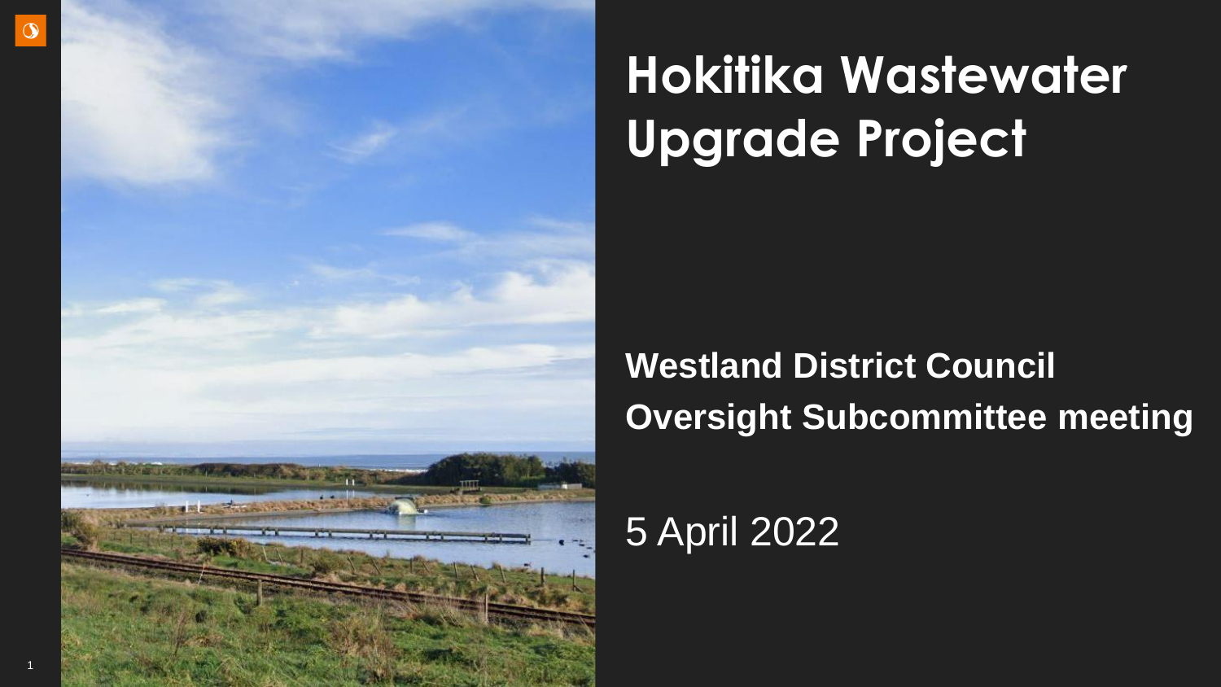# Hokitika Wastewater Upgrade Project

**Westland District Council**
**Oversight Subcommittee meeting**

5 April 2022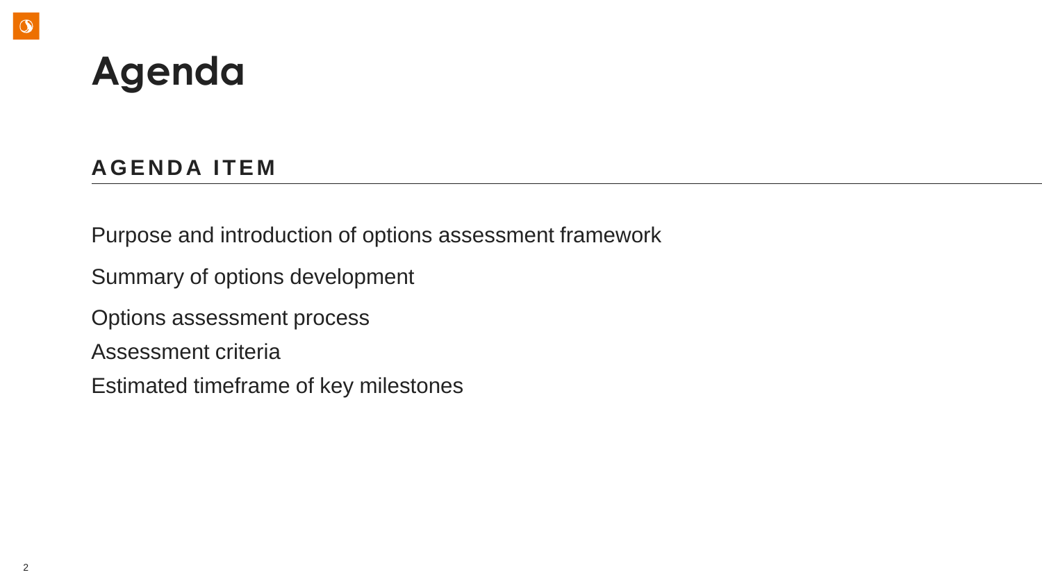# Agenda

## AGENDA ITEM

Purpose and introduction of options assessment framework

Summary of options development

Options assessment process

Assessment criteria

Estimated timeframe of key milestones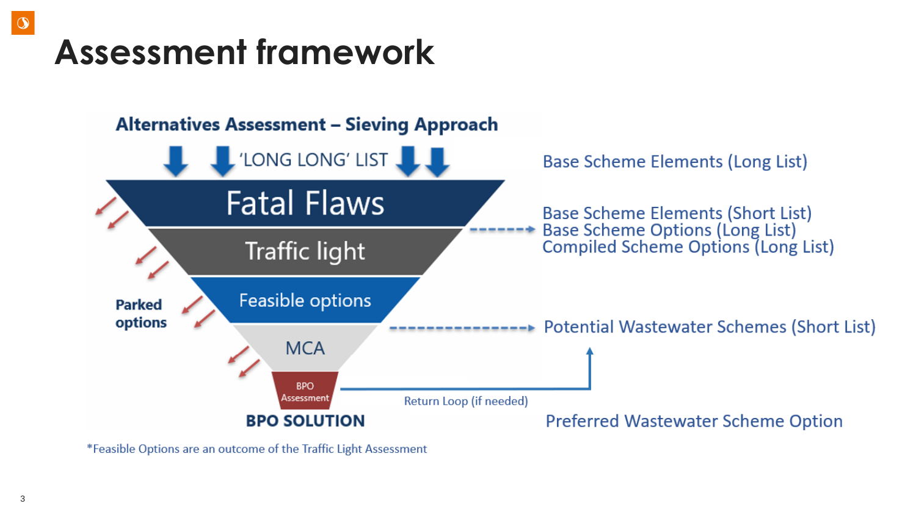# Assessment framework

**Alternatives Assessment – Sieving Approach**

'LONG LONG' LIST

- Fatal Flaws
- Traffic light
- Feasible options
- MCA
- BPO Assessment

**BPO SOLUTION**

**Parked options**

Base Scheme Elements (Long List)

Base Scheme Elements (Short List)
Base Scheme Options (Long List)
Compiled Scheme Options (Long List)

Potential Wastewater Schemes (Short List)

Return Loop (if needed)

Preferred Wastewater Scheme Option

*Feasible Options are an outcome of the Traffic Light Assessment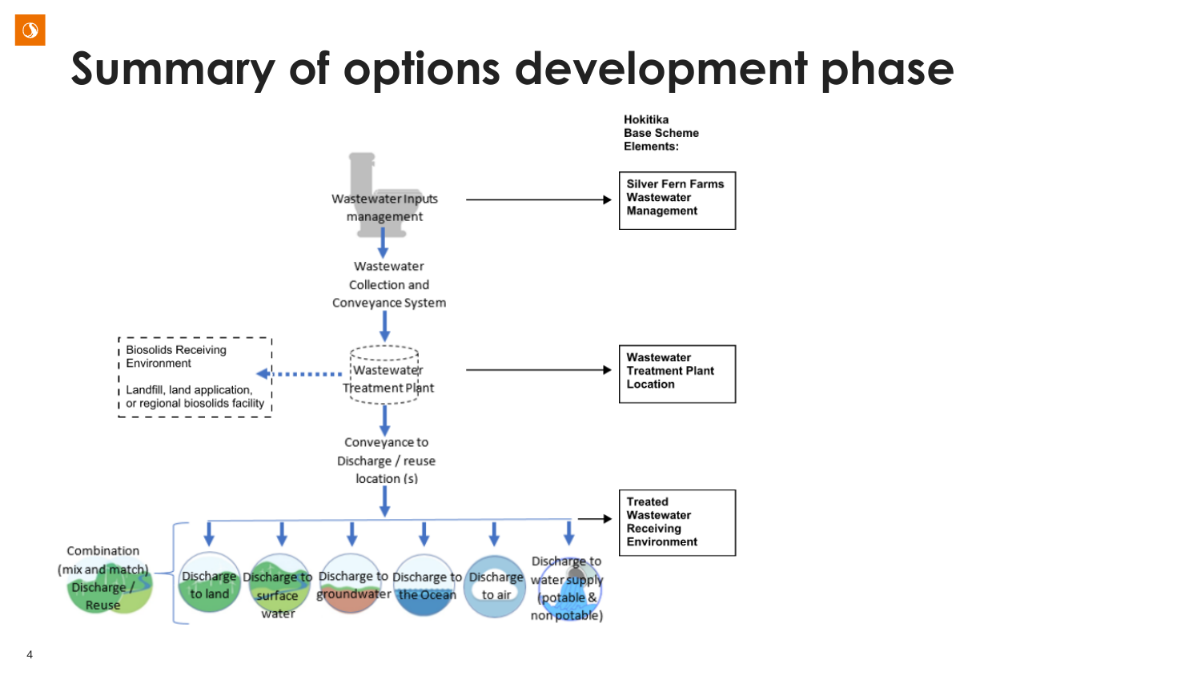# Summary of options development phase

Wastewater Inputs management

Wastewater Collection and Conveyance System

Wastewater Treatment Plant

Biosolids Receiving Environment

Landfill, land application, or regional biosolids facility

Conveyance to Discharge / reuse location (s)

Combination (mix and match) Discharge / Reuse

- Discharge to land
- Discharge to surface water
- Discharge to groundwater
- Discharge to the Ocean
- Discharge to air
- Discharge to water supply (potable & non potable)

**Hokitika Base Scheme Elements:**

- **Silver Fern Farms Wastewater Management**
- **Wastewater Treatment Plant Location**
- **Treated Wastewater Receiving Environment**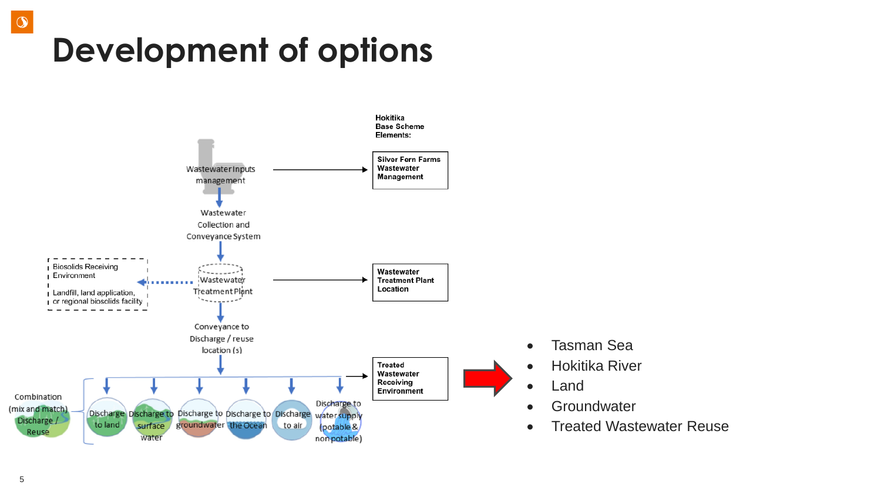# Development of options

Wastewater Inputs management

Wastewater Collection and Conveyance System

Biosolids Receiving Environment

Landfill, land application, or regional biosolids facility

Wastewater Treatment Plant

Conveyance to Discharge / reuse location (s)

Combination (mix and match) Discharge / Reuse

Discharge to land

Discharge to surface water

Discharge to groundwater

Discharge to the Ocean

Discharge to air

Discharge to water supply (potable & non potable)

**Hokitika Base Scheme Elements:**

**Silver Fern Farms Wastewater Management**

**Wastewater Treatment Plant Location**

**Treated Wastewater Receiving Environment**

- Tasman Sea
- Hokitika River
- Land
- Groundwater
- Treated Wastewater Reuse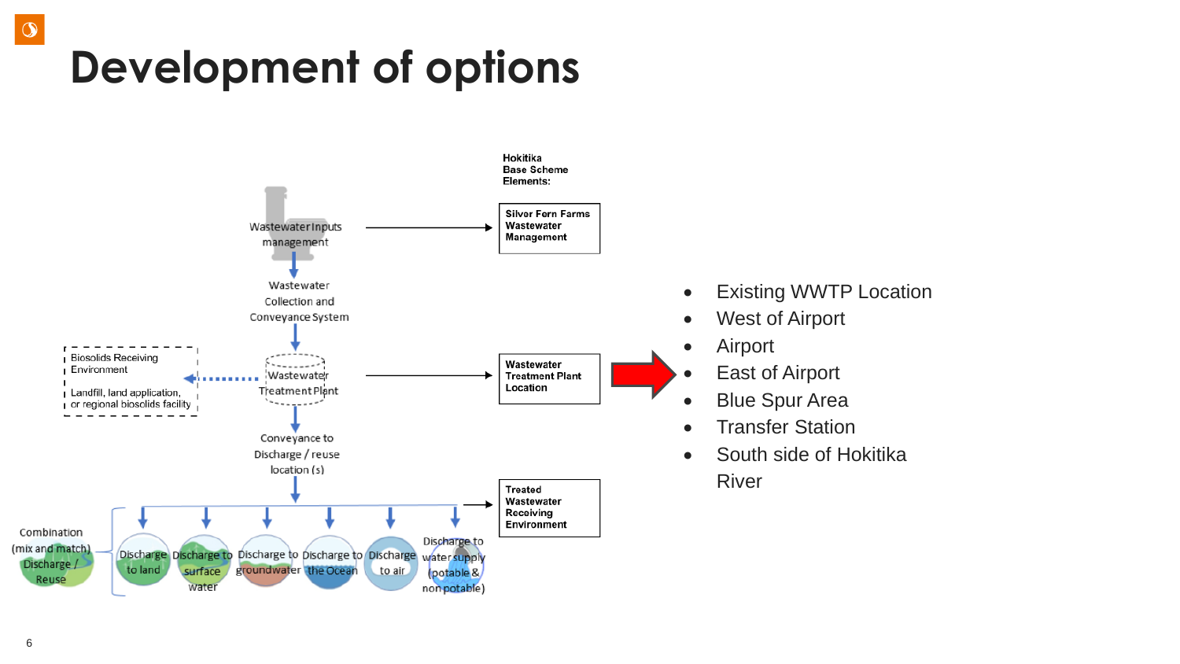# Development of options

Hokitika Base Scheme Elements:

- Wastewater Inputs management → **Silver Fern Farms Wastewater Management**
- Wastewater Collection and Conveyance System
- Wastewater Treatment Plant → **Wastewater Treatment Plant Location**
  - Biosolids Receiving Environment: Landfill, land application, or regional biosolids facility
- Conveyance to Discharge / reuse location (s) → **Treated Wastewater Receiving Environment**
  - Discharge to land
  - Discharge to surface water
  - Discharge to groundwater
  - Discharge to the Ocean
  - Discharge to air
  - Discharge to water supply (potable & non potable)
  - Combination (mix and match) Discharge / Reuse

- Existing WWTP Location
- West of Airport
- Airport
- East of Airport
- Blue Spur Area
- Transfer Station
- South side of Hokitika River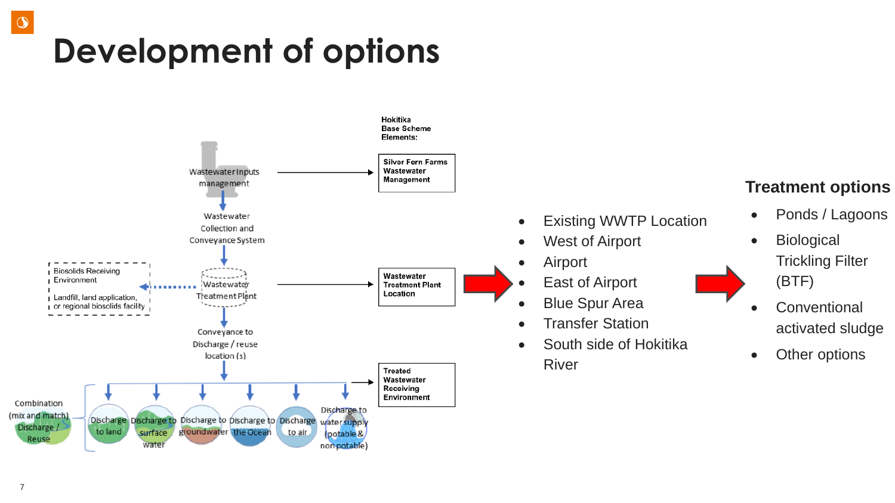# Development of options

Wastewater Inputs management

Wastewater Collection and Conveyance System

Wastewater Treatment Plant

Biosolids Receiving Environment

Landfill, land application, or regional biosolids facility

Conveyance to Discharge / reuse location (s)

Combination (mix and match) Discharge / Reuse

Discharge to land

Discharge to surface water

Discharge to groundwater

Discharge to the Ocean

Discharge to air

Discharge to water supply (potable & non potable)

**Hokitika Base Scheme Elements:**

- **Silver Fern Farms Wastewater Management**
- **Wastewater Treatment Plant Location**
- **Treated Wastewater Receiving Environment**

- Existing WWTP Location
- West of Airport
- Airport
- East of Airport
- Blue Spur Area
- Transfer Station
- South side of Hokitika River

## Treatment options

- Ponds / Lagoons
- Biological Trickling Filter (BTF)
- Conventional activated sludge
- Other options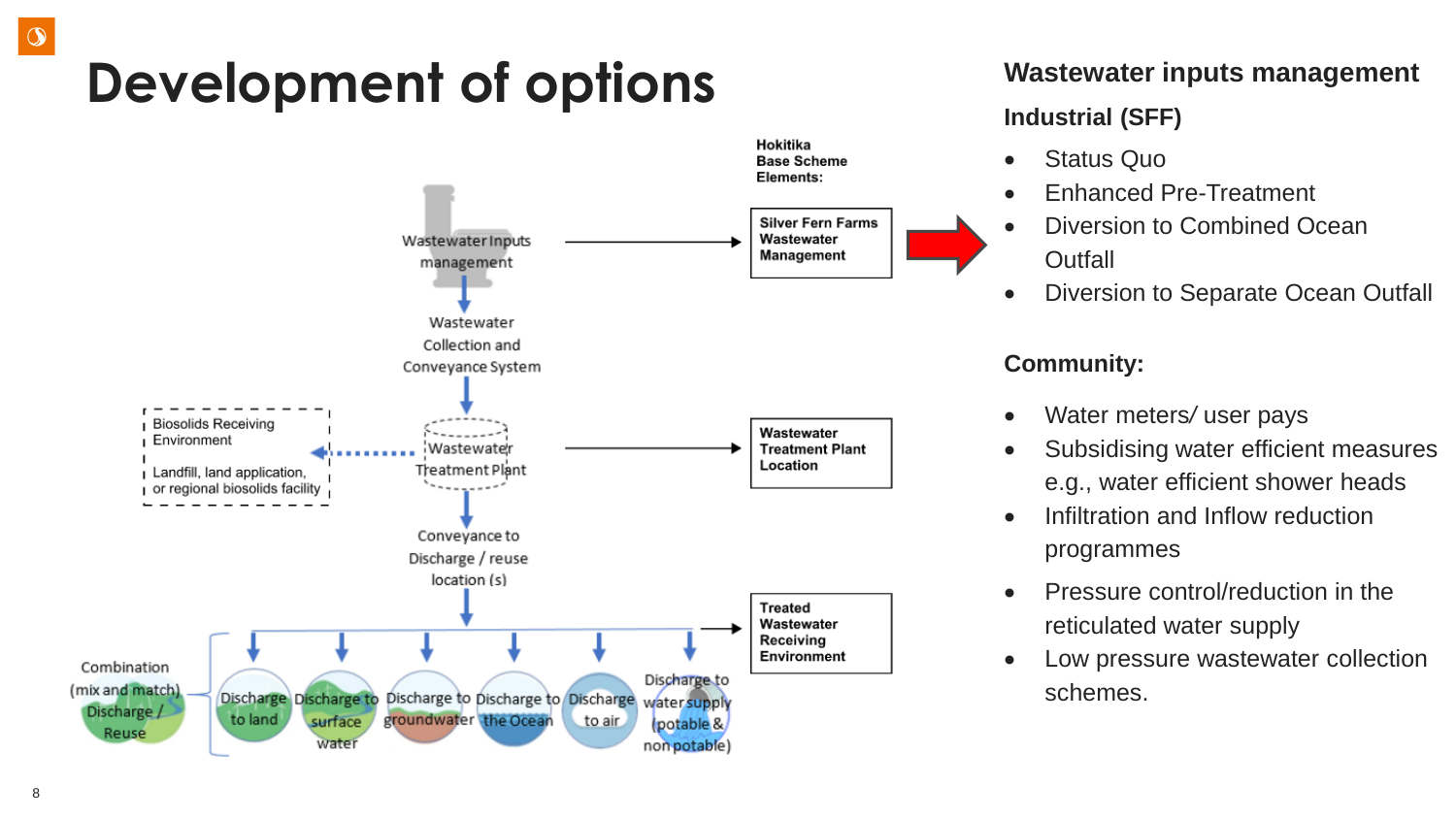# Development of options

Hokitika Base Scheme Elements:

Wastewater Inputs management → Silver Fern Farms Wastewater Management

Wastewater Collection and Conveyance System

Wastewater Treatment Plant → Wastewater Treatment Plant Location

Biosolids Receiving Environment

Landfill, land application, or regional biosolids facility

Conveyance to Discharge / reuse location (s) → Treated Wastewater Receiving Environment

Combination (mix and match) Discharge / Reuse

Discharge to land

Discharge to surface water

Discharge to groundwater

Discharge to the Ocean

Discharge to air

Discharge to water supply (potable & non potable)

## Wastewater inputs management

### Industrial (SFF)

- Status Quo
- Enhanced Pre-Treatment
- Diversion to Combined Ocean Outfall
- Diversion to Separate Ocean Outfall

### Community:

- Water meters/ user pays
- Subsidising water efficient measures e.g., water efficient shower heads
- Infiltration and Inflow reduction programmes
- Pressure control/reduction in the reticulated water supply
- Low pressure wastewater collection schemes.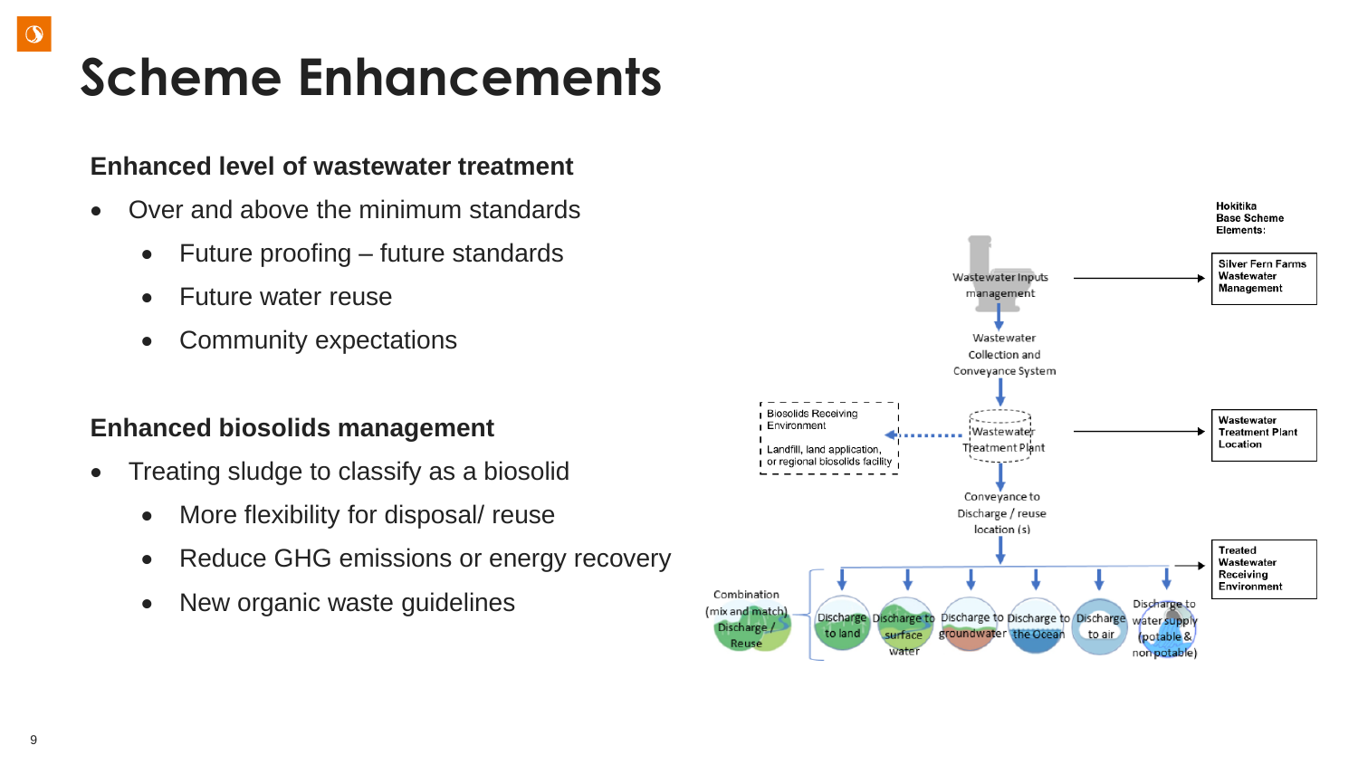# Scheme Enhancements

**Enhanced level of wastewater treatment**

- Over and above the minimum standards
  - Future proofing – future standards
  - Future water reuse
  - Community expectations

**Enhanced biosolids management**

- Treating sludge to classify as a biosolid
  - More flexibility for disposal/ reuse
  - Reduce GHG emissions or energy recovery
  - New organic waste guidelines

Hokitika Base Scheme Elements:

Wastewater Inputs management → Silver Fern Farms Wastewater Management

Wastewater Collection and Conveyance System

Wastewater Treatment Plant → Wastewater Treatment Plant Location

Biosolids Receiving Environment: Landfill, land application, or regional biosolids facility

Conveyance to Discharge / reuse location (s) → Treated Wastewater Receiving Environment

Combination (mix and match) Discharge / Reuse: Discharge to land | Discharge to surface water | Discharge to groundwater | Discharge to the Ocean | Discharge to air | Discharge to water supply (potable & non-potable)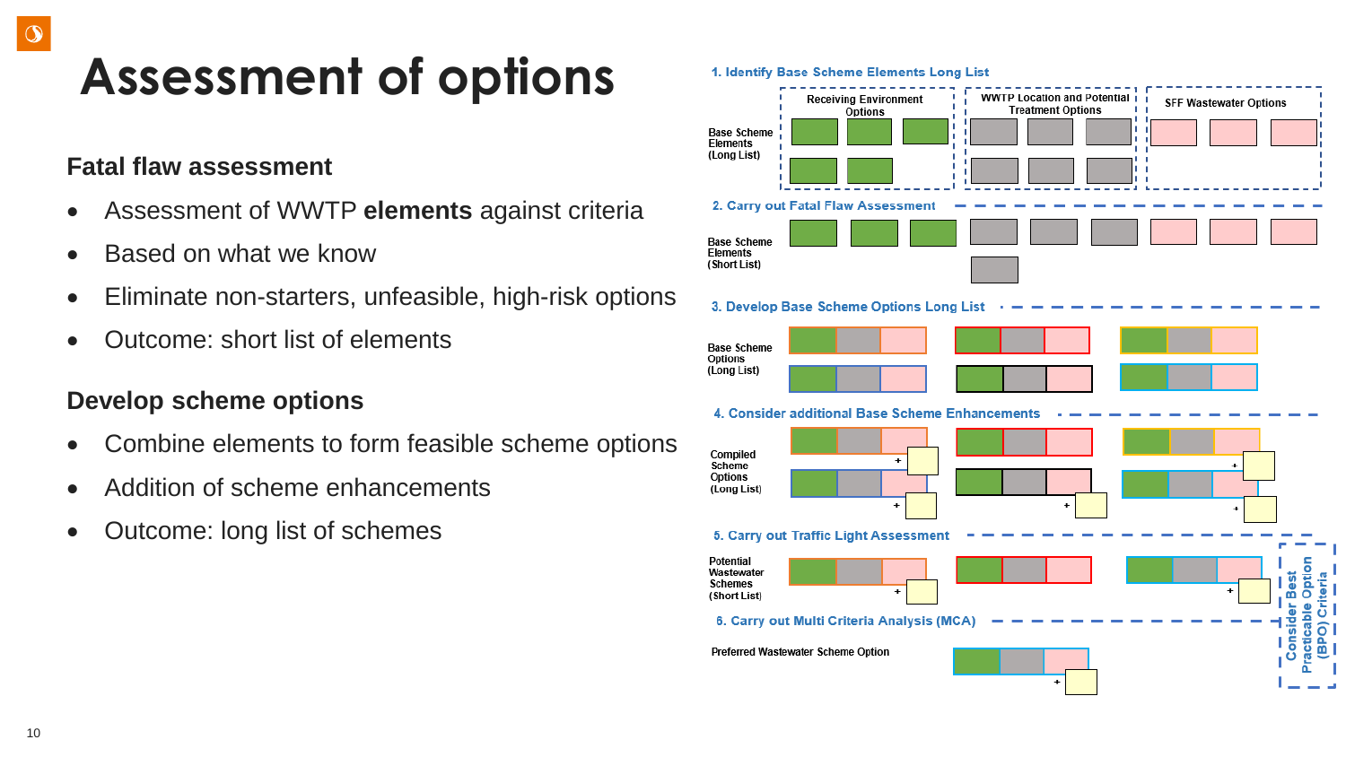# Assessment of options

### Fatal flaw assessment

- Assessment of WWTP **elements** against criteria
- Based on what we know
- Eliminate non-starters, unfeasible, high-risk options
- Outcome: short list of elements

### Develop scheme options

- Combine elements to form feasible scheme options
- Addition of scheme enhancements
- Outcome: long list of schemes

1. Identify Base Scheme Elements Long List

Base Scheme Elements (Long List) — Receiving Environment Options; WWTP Location and Potential Treatment Options; SFF Wastewater Options

2. Carry out Fatal Flaw Assessment

Base Scheme Elements (Short List)

3. Develop Base Scheme Options Long List

Base Scheme Options (Long List)

4. Consider additional Base Scheme Enhancements

Compiled Scheme Options (Long List)

5. Carry out Traffic Light Assessment

Potential Wastewater Schemes (Short List)

6. Carry out Multi Criteria Analysis (MCA)

Preferred Wastewater Scheme Option

Consider Best Practicable Option (BPO) Criteria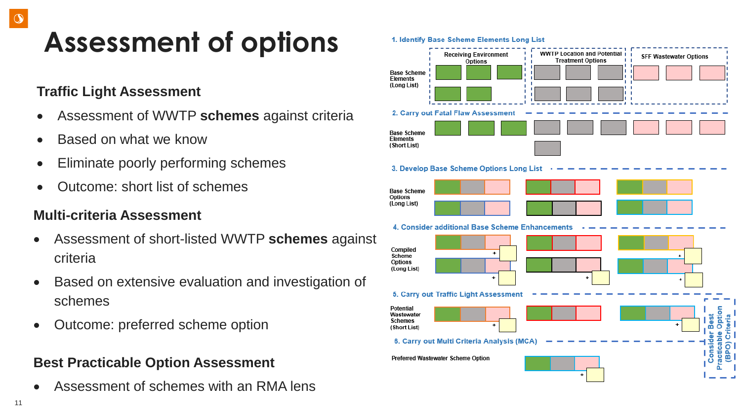# Assessment of options

### Traffic Light Assessment

- Assessment of WWTP **schemes** against criteria
- Based on what we know
- Eliminate poorly performing schemes
- Outcome: short list of schemes

### Multi-criteria Assessment

- Assessment of short-listed WWTP **schemes** against criteria
- Based on extensive evaluation and investigation of schemes
- Outcome: preferred scheme option

### Best Practicable Option Assessment

- Assessment of schemes with an RMA lens

1. Identify Base Scheme Elements Long List

Base Scheme Elements (Long List)

Receiving Environment Options

WWTP Location and Potential Treatment Options

SFF Wastewater Options

2. Carry out Fatal Flaw Assessment

Base Scheme Elements (Short List)

3. Develop Base Scheme Options Long List

Base Scheme Options (Long List)

4. Consider additional Base Scheme Enhancements

Compiled Scheme Options (Long List)

5. Carry out Traffic Light Assessment

Potential Wastewater Schemes (Short List)

6. Carry out Multi Criteria Analysis (MCA)

Preferred Wastewater Scheme Option

Consider Best Practicable Option (BPO) Criteria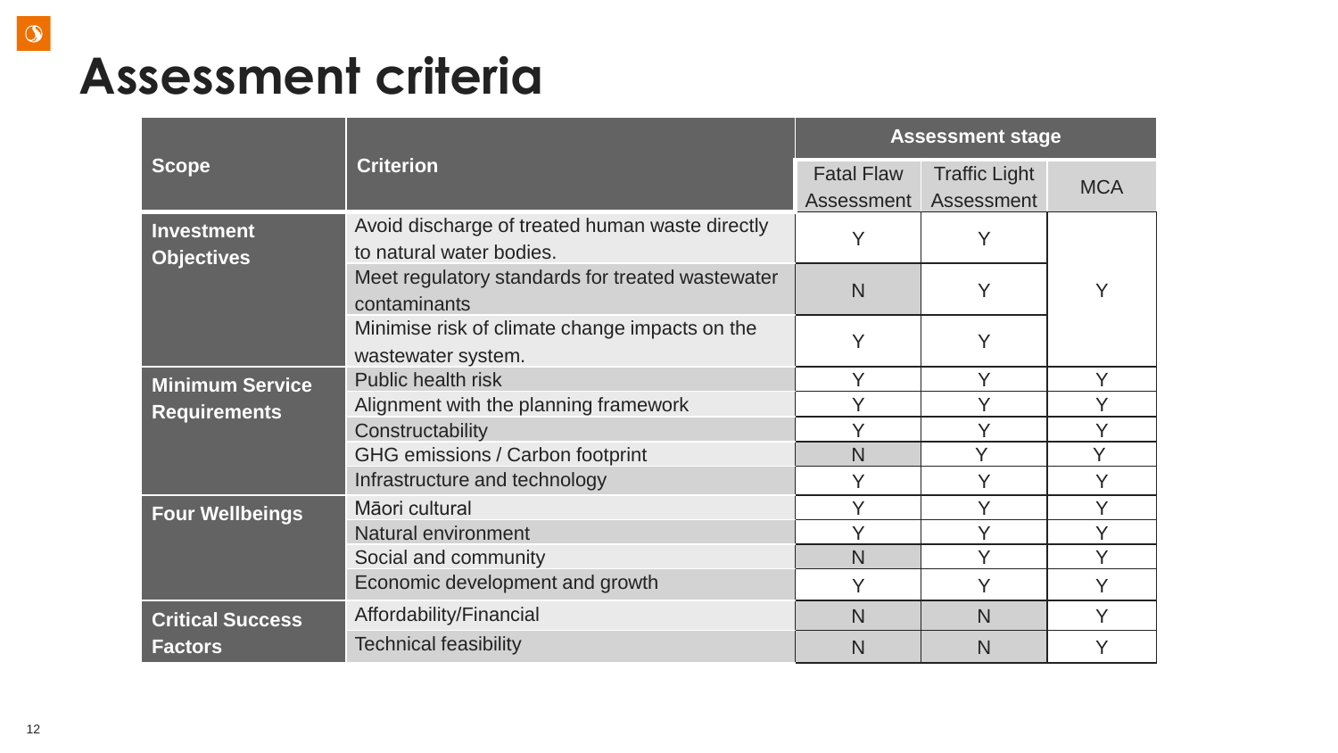# Assessment criteria

| Scope | Criterion | Assessment stage | | |
|---|---|---|---|---|
| | | Fatal Flaw Assessment | Traffic Light Assessment | MCA |
| **Investment Objectives** | Avoid discharge of treated human waste directly to natural water bodies. | Y | Y | Y |
| | Meet regulatory standards for treated wastewater contaminants | N | Y | |
| | Minimise risk of climate change impacts on the wastewater system. | Y | Y | |
| **Minimum Service Requirements** | Public health risk | Y | Y | Y |
| | Alignment with the planning framework | Y | Y | Y |
| | Constructability | Y | Y | Y |
| | GHG emissions / Carbon footprint | N | Y | Y |
| | Infrastructure and technology | Y | Y | Y |
| **Four Wellbeings** | Māori cultural | Y | Y | Y |
| | Natural environment | Y | Y | Y |
| | Social and community | N | Y | Y |
| | Economic development and growth | Y | Y | Y |
| **Critical Success Factors** | Affordability/Financial | N | N | Y |
| | Technical feasibility | N | N | Y |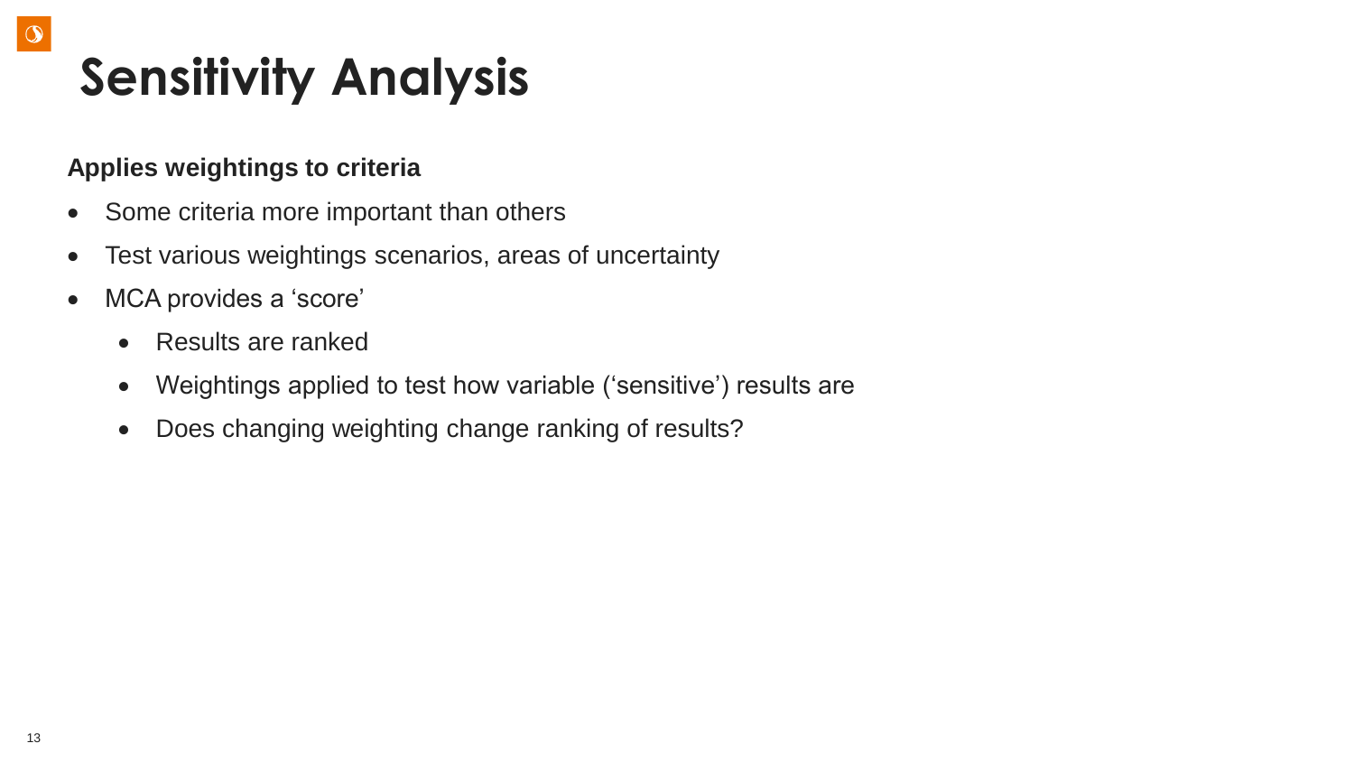# Sensitivity Analysis

**Applies weightings to criteria**

- Some criteria more important than others
- Test various weightings scenarios, areas of uncertainty
- MCA provides a ‘score’
  - Results are ranked
  - Weightings applied to test how variable (‘sensitive’) results are
  - Does changing weighting change ranking of results?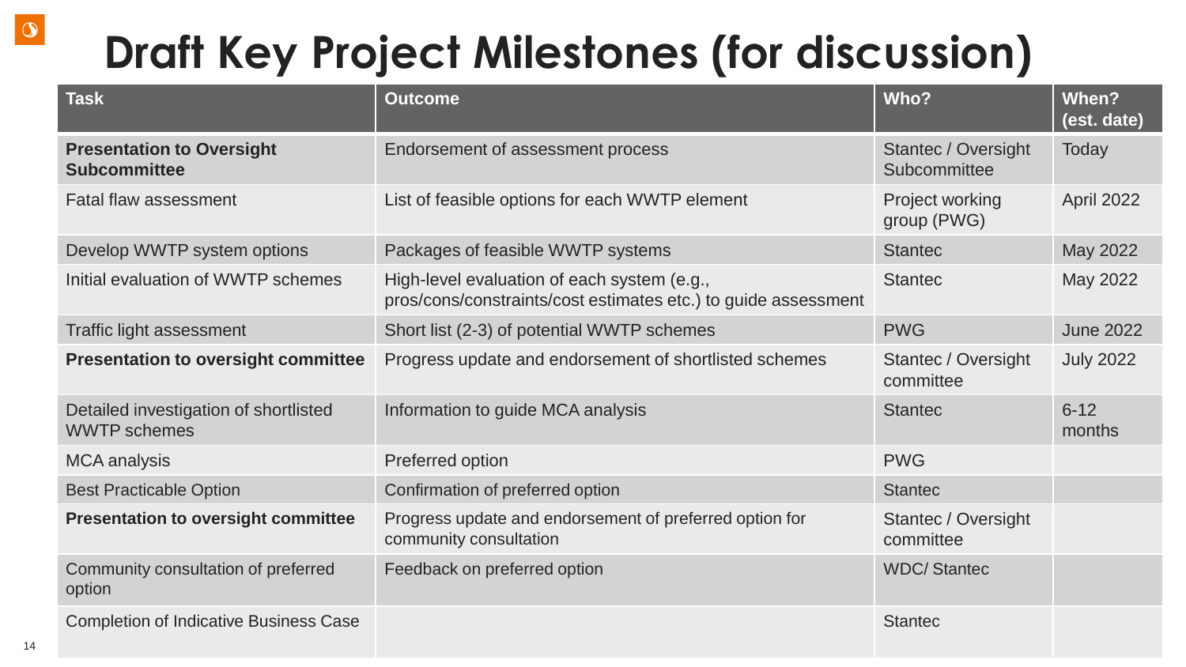# Draft Key Project Milestones (for discussion)

| Task | Outcome | Who? | When? (est. date) |
|---|---|---|---|
| **Presentation to Oversight Subcommittee** | Endorsement of assessment process | Stantec / Oversight Subcommittee | Today |
| Fatal flaw assessment | List of feasible options for each WWTP element | Project working group (PWG) | April 2022 |
| Develop WWTP system options | Packages of feasible WWTP systems | Stantec | May 2022 |
| Initial evaluation of WWTP schemes | High-level evaluation of each system (e.g., pros/cons/constraints/cost estimates etc.) to guide assessment | Stantec | May 2022 |
| Traffic light assessment | Short list (2-3) of potential WWTP schemes | PWG | June 2022 |
| **Presentation to oversight committee** | Progress update and endorsement of shortlisted schemes | Stantec / Oversight committee | July 2022 |
| Detailed investigation of shortlisted WWTP schemes | Information to guide MCA analysis | Stantec | 6-12 months |
| MCA analysis | Preferred option | PWG | |
| Best Practicable Option | Confirmation of preferred option | Stantec | |
| **Presentation to oversight committee** | Progress update and endorsement of preferred option for community consultation | Stantec / Oversight committee | |
| Community consultation of preferred option | Feedback on preferred option | WDC/ Stantec | |
| Completion of Indicative Business Case | | Stantec | |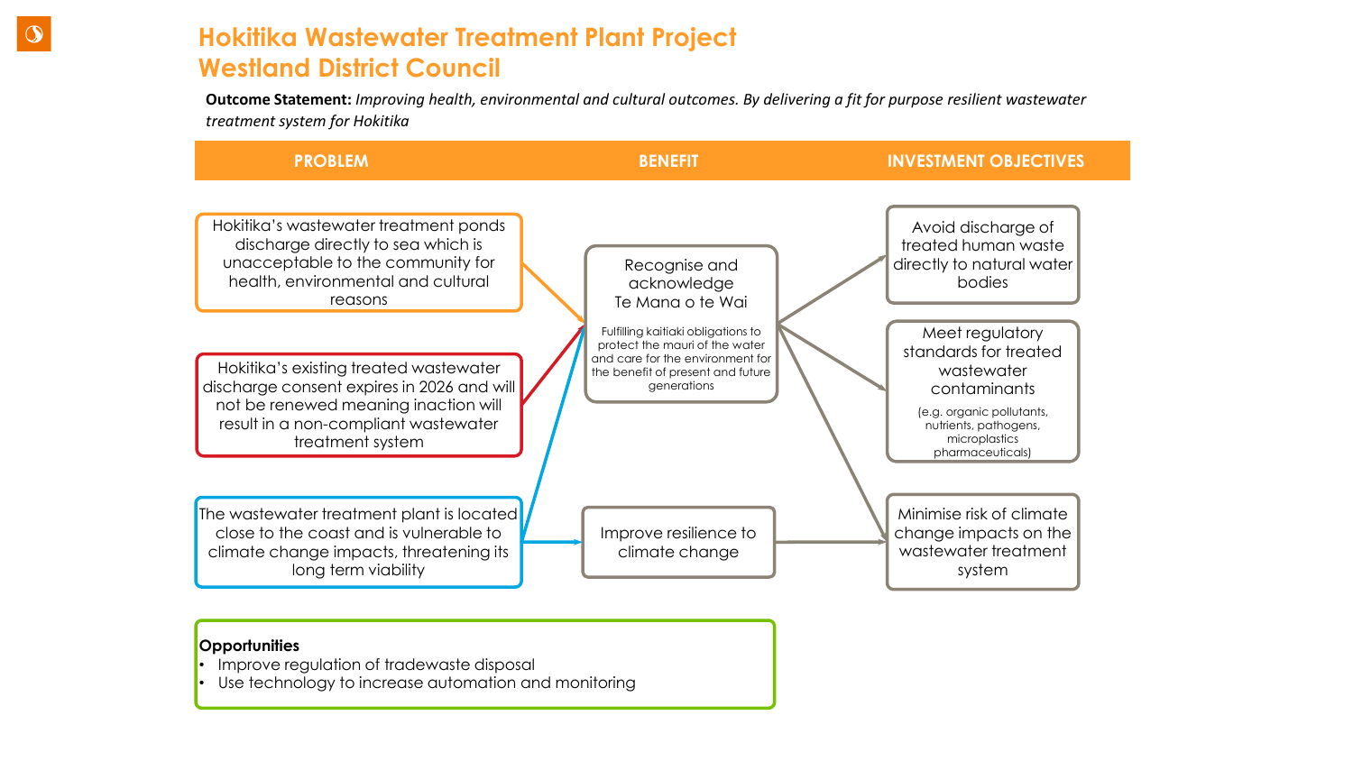# Hokitika Wastewater Treatment Plant Project
# Westland District Council

**Outcome Statement:** *Improving health, environmental and cultural outcomes. By delivering a fit for purpose resilient wastewater treatment system for Hokitika*

| PROBLEM | BENEFIT | INVESTMENT OBJECTIVES |
|---|---|---|

## PROBLEM

- Hokitika's wastewater treatment ponds discharge directly to sea which is unacceptable to the community for health, environmental and cultural reasons
- Hokitika's existing treated wastewater discharge consent expires in 2026 and will not be renewed meaning inaction will result in a non-compliant wastewater treatment system
- The wastewater treatment plant is located close to the coast and is vulnerable to climate change impacts, threatening its long term viability

## BENEFIT

- Recognise and acknowledge Te Mana o te Wai

  Fulfilling kaitiaki obligations to protect the mauri of the water and care for the environment for the benefit of present and future generations

- Improve resilience to climate change

## INVESTMENT OBJECTIVES

- Avoid discharge of treated human waste directly to natural water bodies
- Meet regulatory standards for treated wastewater contaminants

  (e.g. organic pollutants, nutrients, pathogens, microplastics pharmaceuticals)

- Minimise risk of climate change impacts on the wastewater treatment system

**Opportunities**

- Improve regulation of tradewaste disposal
- Use technology to increase automation and monitoring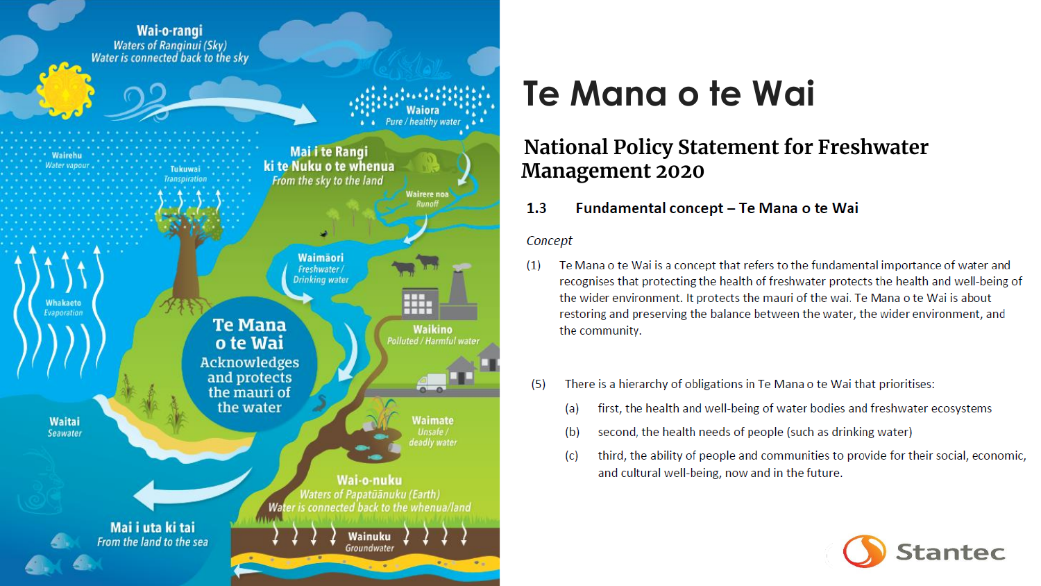Wai-o-rangi
Waters of Ranginui (Sky)
Water is connected back to the sky

Waiora
Pure / healthy water

Mai i te Rangi
ki te Nuku o te whenua
From the sky to the land

Wairehu
Water vapour

Tukuwai
Transpiration

Wairere noa
Runoff

Waimāori
Freshwater / Drinking water

Whakaeto
Evaporation

Te Mana o te Wai
Acknowledges and protects the mauri of the water

Waikino
Polluted / Harmful water

Waitai
Seawater

Waimate
Unsafe / deadly water

Wai-o-nuku
Waters of Papatūānuku (Earth)
Water is connected back to the whenua/land

Mai i uta ki tai
From the land to the sea

Wainuku
Groundwater

# Te Mana o te Wai

## National Policy Statement for Freshwater Management 2020

### 1.3 Fundamental concept – Te Mana o te Wai

*Concept*

(1) Te Mana o te Wai is a concept that refers to the fundamental importance of water and recognises that protecting the health of freshwater protects the health and well-being of the wider environment. It protects the mauri of the wai. Te Mana o te Wai is about restoring and preserving the balance between the water, the wider environment, and the community.

(5) There is a hierarchy of obligations in Te Mana o te Wai that prioritises:

(a) first, the health and well-being of water bodies and freshwater ecosystems

(b) second, the health needs of people (such as drinking water)

(c) third, the ability of people and communities to provide for their social, economic, and cultural well-being, now and in the future.